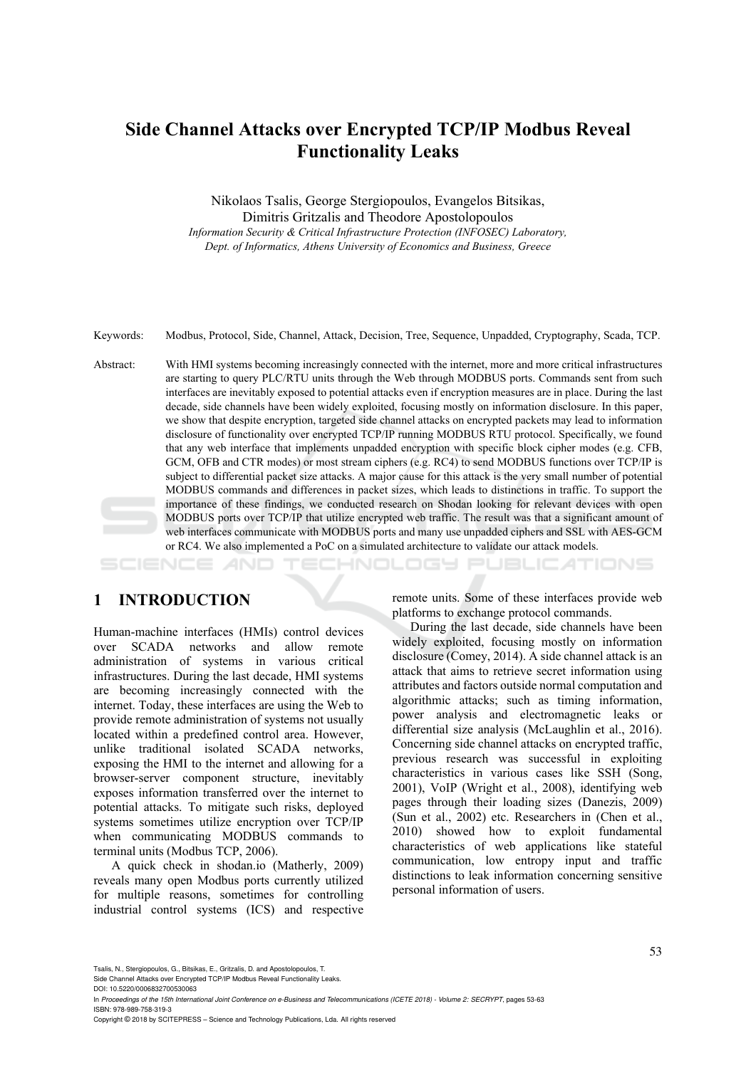# Side Channel Attacks over Encrypted TCP/IP Modbus Reveal Functionality Leaks

Nikolaos Tsalis, George Stergiopoulos, Evangelos Bitsikas, Dimitris Gritzalis and Theodore Apostolopoulos

*Information Security & Critical Infrastructure Protection (INFOSEC) Laboratory, Dept. of Informatics, Athens University of Economics and Business, Greece*

Keywords: Modbus, Protocol, Side, Channel, Attack, Decision, Tree, Sequence, Unpadded, Cryptography, Scada, TCP.

Abstract: With HMI systems becoming increasingly connected with the internet, more and more critical infrastructures are starting to query PLC/RTU units through the Web through MODBUS ports. Commands sent from such interfaces are inevitably exposed to potential attacks even if encryption measures are in place. During the last decade, side channels have been widely exploited, focusing mostly on information disclosure. In this paper, we show that despite encryption, targeted side channel attacks on encrypted packets may lead to information disclosure of functionality over encrypted TCP/IP running MODBUS RTU protocol. Specifically, we found that any web interface that implements unpadded encryption with specific block cipher modes (e.g. CFB, GCM, OFB and CTR modes) or most stream ciphers (e.g. RC4) to send MODBUS functions over TCP/IP is subject to differential packet size attacks. A major cause for this attack is the very small number of potential MODBUS commands and differences in packet sizes, which leads to distinctions in traffic. To support the importance of these findings, we conducted research on Shodan looking for relevant devices with open MODBUS ports over TCP/IP that utilize encrypted web traffic. The result was that a significant amount of web interfaces communicate with MODBUS ports and many use unpadded ciphers and SSL with AES-GCM or RC4. We also implemented a PoC on a simulated architecture to validate our attack models.

## 1 INTRODUCTION

Human-machine interfaces (HMIs) control devices over SCADA networks and allow remote administration of systems in various critical infrastructures. During the last decade, HMI systems are becoming increasingly connected with the internet. Today, these interfaces are using the Web to provide remote administration of systems not usually located within a predefined control area. However, unlike traditional isolated SCADA networks, exposing the HMI to the internet and allowing for a browser-server component structure, inevitably exposes information transferred over the internet to potential attacks. To mitigate such risks, deployed systems sometimes utilize encryption over TCP/IP when communicating MODBUS commands to terminal units (Modbus TCP, 2006).

A quick check in shodan.io (Matherly, 2009) reveals many open Modbus ports currently utilized for multiple reasons, sometimes for controlling industrial control systems (ICS) and respective remote units. Some of these interfaces provide web platforms to exchange protocol commands.

During the last decade, side channels have been widely exploited, focusing mostly on information disclosure (Comey, 2014). A side channel attack is an attack that aims to retrieve secret information using attributes and factors outside normal computation and algorithmic attacks; such as timing information, power analysis and electromagnetic leaks or differential size analysis (McLaughlin et al., 2016). Concerning side channel attacks on encrypted traffic, previous research was successful in exploiting characteristics in various cases like SSH (Song, 2001), VoIP (Wright et al., 2008), identifying web pages through their loading sizes (Danezis, 2009) (Sun et al., 2002) etc. Researchers in (Chen et al., 2010) showed how to exploit fundamental characteristics of web applications like stateful communication, low entropy input and traffic distinctions to leak information concerning sensitive personal information of users.

Tsalis, N., Stergiopoulos, G., Bitsikas, E., Gritzalis, D. and Apostolopoulos, T.
Side Channel Attacks over Encrypted TCP/IP Modbus Reveal Functionality Leaks.
DOI: 10.5220/0006832700530063
In *Proceedings of the 15th International Joint Conference on e-Business and Telecommunications (ICETE 2018) - Volume 2: SECRYPT*, pages 53-63
ISBN: 978-989-758-319-3
Copyright © 2018 by SCITEPRESS – Science and Technology Publications, Lda. All rights reserved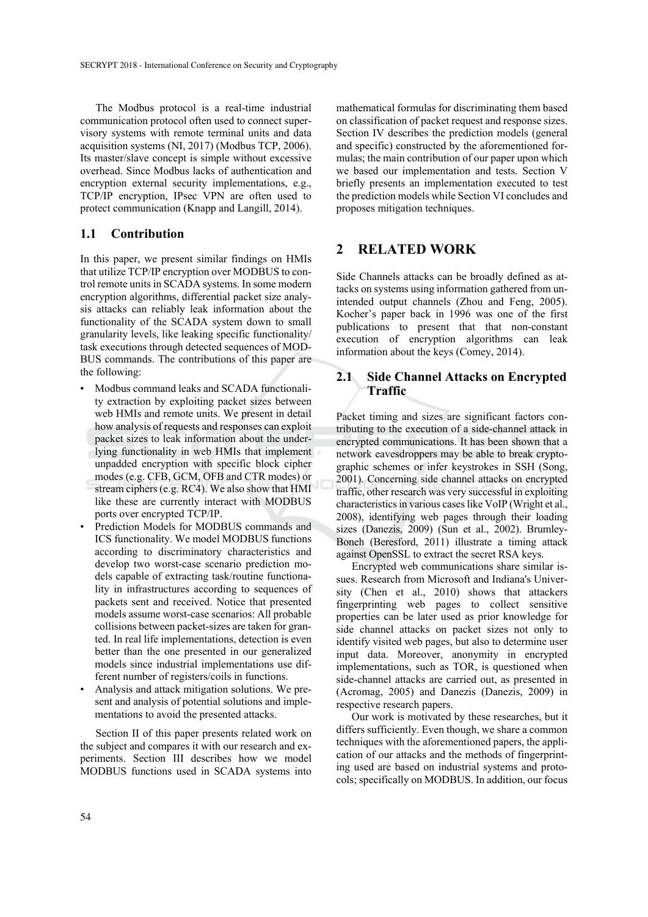The Modbus protocol is a real-time industrial communication protocol often used to connect supervisory systems with remote terminal units and data acquisition systems (NI, 2017) (Modbus TCP, 2006). Its master/slave concept is simple without excessive overhead. Since Modbus lacks of authentication and encryption external security implementations, e.g., TCP/IP encryption, IPsec VPN are often used to protect communication (Knapp and Langill, 2014).

### 1.1 Contribution

In this paper, we present similar findings on HMIs that utilize TCP/IP encryption over MODBUS to control remote units in SCADA systems. In some modern encryption algorithms, differential packet size analysis attacks can reliably leak information about the functionality of the SCADA system down to small granularity levels, like leaking specific functionality/ task executions through detected sequences of MODBUS commands. The contributions of this paper are the following:

- Modbus command leaks and SCADA functionality extraction by exploiting packet sizes between web HMIs and remote units. We present in detail how analysis of requests and responses can exploit packet sizes to leak information about the underlying functionality in web HMIs that implement unpadded encryption with specific block cipher modes (e.g. CFB, GCM, OFB and CTR modes) or stream ciphers (e.g. RC4). We also show that HMI like these are currently interact with MODBUS ports over encrypted TCP/IP.
- Prediction Models for MODBUS commands and ICS functionality. We model MODBUS functions according to discriminatory characteristics and develop two worst-case scenario prediction models capable of extracting task/routine functionality in infrastructures according to sequences of packets sent and received. Notice that presented models assume worst-case scenarios: All probable collisions between packet-sizes are taken for granted. In real life implementations, detection is even better than the one presented in our generalized models since industrial implementations use different number of registers/coils in functions.
- Analysis and attack mitigation solutions. We present and analysis of potential solutions and implementations to avoid the presented attacks.

Section II of this paper presents related work on the subject and compares it with our research and experiments. Section III describes how we model MODBUS functions used in SCADA systems into mathematical formulas for discriminating them based on classification of packet request and response sizes. Section IV describes the prediction models (general and specific) constructed by the aforementioned formulas; the main contribution of our paper upon which we based our implementation and tests. Section V briefly presents an implementation executed to test the prediction models while Section VI concludes and proposes mitigation techniques.

## 2 RELATED WORK

Side Channels attacks can be broadly defined as attacks on systems using information gathered from unintended output channels (Zhou and Feng, 2005). Kocher's paper back in 1996 was one of the first publications to present that that non-constant execution of encryption algorithms can leak information about the keys (Comey, 2014).

### 2.1 Side Channel Attacks on Encrypted Traffic

Packet timing and sizes are significant factors contributing to the execution of a side-channel attack in encrypted communications. It has been shown that a network eavesdroppers may be able to break cryptographic schemes or infer keystrokes in SSH (Song, 2001). Concerning side channel attacks on encrypted traffic, other research was very successful in exploiting characteristics in various cases like VoIP (Wright et al., 2008), identifying web pages through their loading sizes (Danezis, 2009) (Sun et al., 2002). Brumley-Boneh (Beresford, 2011) illustrate a timing attack against OpenSSL to extract the secret RSA keys.

Encrypted web communications share similar issues. Research from Microsoft and Indiana's University (Chen et al., 2010) shows that attackers fingerprinting web pages to collect sensitive properties can be later used as prior knowledge for side channel attacks on packet sizes not only to identify visited web pages, but also to determine user input data. Moreover, anonymity in encrypted implementations, such as TOR, is questioned when side-channel attacks are carried out, as presented in (Acromag, 2005) and Danezis (Danezis, 2009) in respective research papers.

Our work is motivated by these researches, but it differs sufficiently. Even though, we share a common techniques with the aforementioned papers, the application of our attacks and the methods of fingerprinting used are based on industrial systems and protocols; specifically on MODBUS. In addition, our focus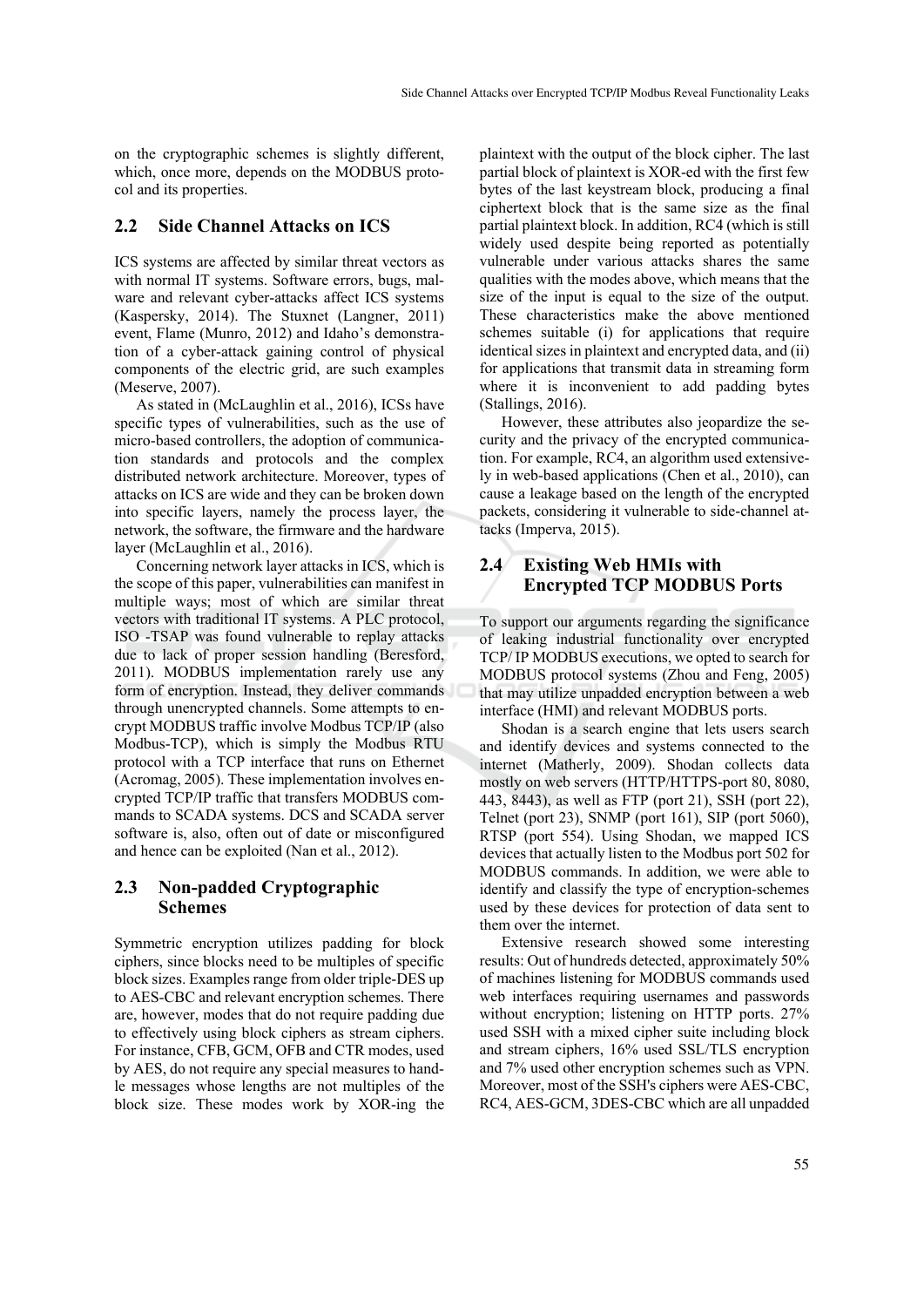on the cryptographic schemes is slightly different, which, once more, depends on the MODBUS protocol and its properties.

## 2.2 Side Channel Attacks on ICS

ICS systems are affected by similar threat vectors as with normal IT systems. Software errors, bugs, malware and relevant cyber-attacks affect ICS systems (Kaspersky, 2014). The Stuxnet (Langner, 2011) event, Flame (Munro, 2012) and Idaho's demonstration of a cyber-attack gaining control of physical components of the electric grid, are such examples (Meserve, 2007).

As stated in (McLaughlin et al., 2016), ICSs have specific types of vulnerabilities, such as the use of micro-based controllers, the adoption of communication standards and protocols and the complex distributed network architecture. Moreover, types of attacks on ICS are wide and they can be broken down into specific layers, namely the process layer, the network, the software, the firmware and the hardware layer (McLaughlin et al., 2016).

Concerning network layer attacks in ICS, which is the scope of this paper, vulnerabilities can manifest in multiple ways; most of which are similar threat vectors with traditional IT systems. A PLC protocol, ISO -TSAP was found vulnerable to replay attacks due to lack of proper session handling (Beresford, 2011). MODBUS implementation rarely use any form of encryption. Instead, they deliver commands through unencrypted channels. Some attempts to encrypt MODBUS traffic involve Modbus TCP/IP (also Modbus-TCP), which is simply the Modbus RTU protocol with a TCP interface that runs on Ethernet (Acromag, 2005). These implementation involves encrypted TCP/IP traffic that transfers MODBUS commands to SCADA systems. DCS and SCADA server software is, also, often out of date or misconfigured and hence can be exploited (Nan et al., 2012).

## 2.3 Non-padded Cryptographic Schemes

Symmetric encryption utilizes padding for block ciphers, since blocks need to be multiples of specific block sizes. Examples range from older triple-DES up to AES-CBC and relevant encryption schemes. There are, however, modes that do not require padding due to effectively using block ciphers as stream ciphers. For instance, CFB, GCM, OFB and CTR modes, used by AES, do not require any special measures to handle messages whose lengths are not multiples of the block size. These modes work by XOR-ing the plaintext with the output of the block cipher. The last partial block of plaintext is XOR-ed with the first few bytes of the last keystream block, producing a final ciphertext block that is the same size as the final partial plaintext block. In addition, RC4 (which is still widely used despite being reported as potentially vulnerable under various attacks shares the same qualities with the modes above, which means that the size of the input is equal to the size of the output. These characteristics make the above mentioned schemes suitable (i) for applications that require identical sizes in plaintext and encrypted data, and (ii) for applications that transmit data in streaming form where it is inconvenient to add padding bytes (Stallings, 2016).

However, these attributes also jeopardize the security and the privacy of the encrypted communication. For example, RC4, an algorithm used extensively in web-based applications (Chen et al., 2010), can cause a leakage based on the length of the encrypted packets, considering it vulnerable to side-channel attacks (Imperva, 2015).

## 2.4 Existing Web HMIs with Encrypted TCP MODBUS Ports

To support our arguments regarding the significance of leaking industrial functionality over encrypted TCP/ IP MODBUS executions, we opted to search for MODBUS protocol systems (Zhou and Feng, 2005) that may utilize unpadded encryption between a web interface (HMI) and relevant MODBUS ports.

Shodan is a search engine that lets users search and identify devices and systems connected to the internet (Matherly, 2009). Shodan collects data mostly on web servers (HTTP/HTTPS-port 80, 8080, 443, 8443), as well as FTP (port 21), SSH (port 22), Telnet (port 23), SNMP (port 161), SIP (port 5060), RTSP (port 554). Using Shodan, we mapped ICS devices that actually listen to the Modbus port 502 for MODBUS commands. In addition, we were able to identify and classify the type of encryption-schemes used by these devices for protection of data sent to them over the internet.

Extensive research showed some interesting results: Out of hundreds detected, approximately 50% of machines listening for MODBUS commands used web interfaces requiring usernames and passwords without encryption; listening on HTTP ports. 27% used SSH with a mixed cipher suite including block and stream ciphers, 16% used SSL/TLS encryption and 7% used other encryption schemes such as VPN. Moreover, most of the SSH's ciphers were AES-CBC, RC4, AES-GCM, 3DES-CBC which are all unpadded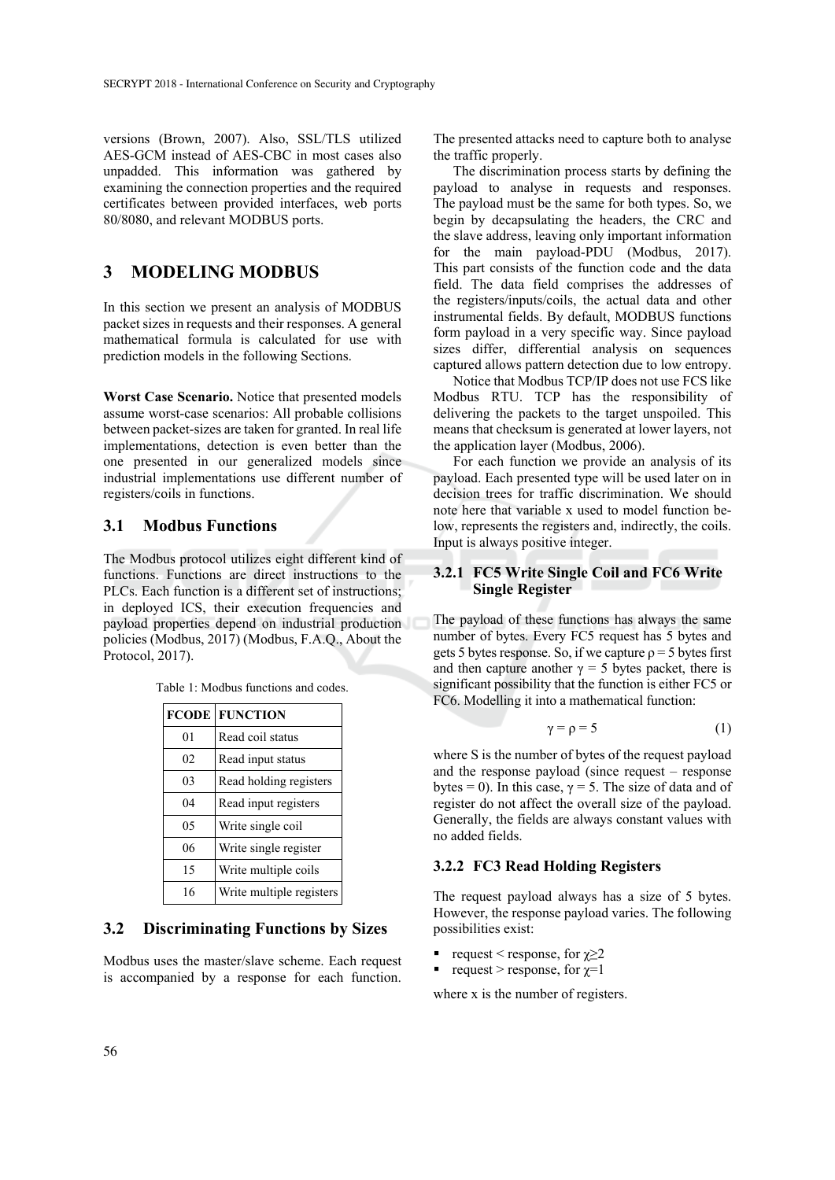versions (Brown, 2007). Also, SSL/TLS utilized AES-GCM instead of AES-CBC in most cases also unpadded. This information was gathered by examining the connection properties and the required certificates between provided interfaces, web ports 80/8080, and relevant MODBUS ports.

## 3 MODELING MODBUS

In this section we present an analysis of MODBUS packet sizes in requests and their responses. A general mathematical formula is calculated for use with prediction models in the following Sections.

**Worst Case Scenario.** Notice that presented models assume worst-case scenarios: All probable collisions between packet-sizes are taken for granted. In real life implementations, detection is even better than the one presented in our generalized models since industrial implementations use different number of registers/coils in functions.

### 3.1 Modbus Functions

The Modbus protocol utilizes eight different kind of functions. Functions are direct instructions to the PLCs. Each function is a different set of instructions; in deployed ICS, their execution frequencies and payload properties depend on industrial production policies (Modbus, 2017) (Modbus, F.A.Q., About the Protocol, 2017).

Table 1: Modbus functions and codes.

| FCODE | FUNCTION |
|---|---|
| 01 | Read coil status |
| 02 | Read input status |
| 03 | Read holding registers |
| 04 | Read input registers |
| 05 | Write single coil |
| 06 | Write single register |
| 15 | Write multiple coils |
| 16 | Write multiple registers |

### 3.2 Discriminating Functions by Sizes

Modbus uses the master/slave scheme. Each request is accompanied by a response for each function. The presented attacks need to capture both to analyse the traffic properly.

The discrimination process starts by defining the payload to analyse in requests and responses. The payload must be the same for both types. So, we begin by decapsulating the headers, the CRC and the slave address, leaving only important information for the main payload-PDU (Modbus, 2017). This part consists of the function code and the data field. The data field comprises the addresses of the registers/inputs/coils, the actual data and other instrumental fields. By default, MODBUS functions form payload in a very specific way. Since payload sizes differ, differential analysis on sequences captured allows pattern detection due to low entropy.

Notice that Modbus TCP/IP does not use FCS like Modbus RTU. TCP has the responsibility of delivering the packets to the target unspoiled. This means that checksum is generated at lower layers, not the application layer (Modbus, 2006).

For each function we provide an analysis of its payload. Each presented type will be used later on in decision trees for traffic discrimination. We should note here that variable x used to model function below, represents the registers and, indirectly, the coils. Input is always positive integer.

#### 3.2.1 FC5 Write Single Coil and FC6 Write Single Register

The payload of these functions has always the same number of bytes. Every FC5 request has 5 bytes and gets 5 bytes response. So, if we capture $\rho = 5$ bytes first and then capture another $\gamma = 5$ bytes packet, there is significant possibility that the function is either FC5 or FC6. Modelling it into a mathematical function:

$$\gamma = \rho = 5 \tag{1}$$

where S is the number of bytes of the request payload and the response payload (since request – response bytes = 0). In this case, $\gamma = 5$. The size of data and of register do not affect the overall size of the payload. Generally, the fields are always constant values with no added fields.

#### 3.2.2 FC3 Read Holding Registers

The request payload always has a size of 5 bytes. However, the response payload varies. The following possibilities exist:

- request < response, for $\chi \geq 2$
- request > response, for $\chi = 1$

where x is the number of registers.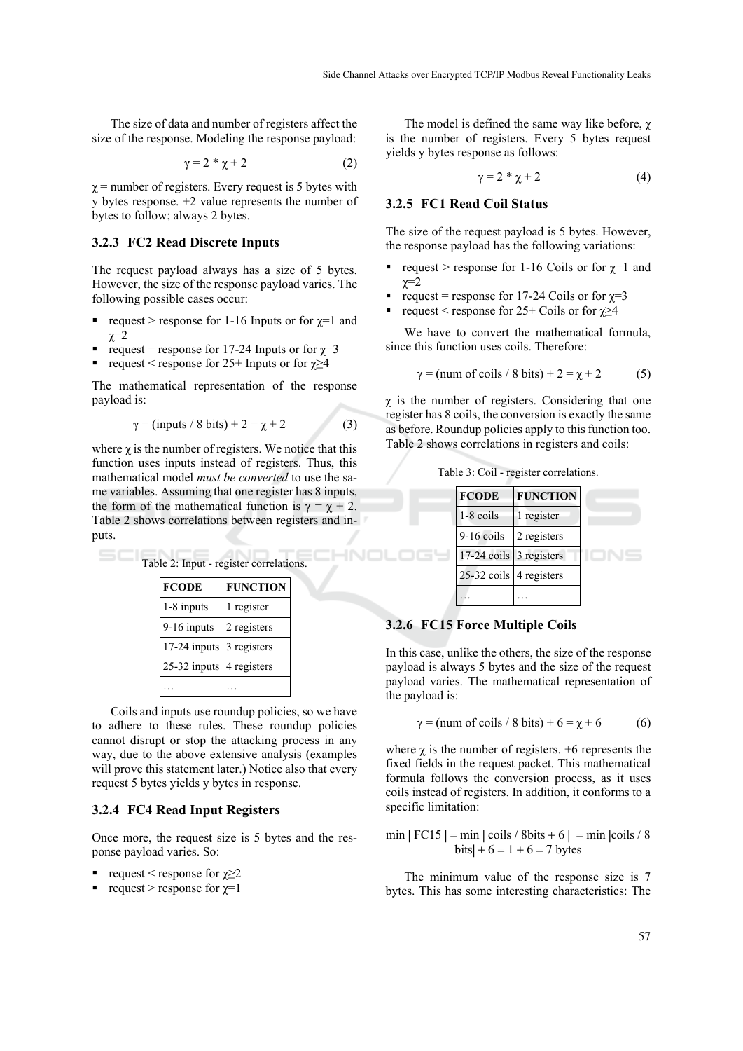The size of data and number of registers affect the size of the response. Modeling the response payload:

$$\gamma = 2 * \chi + 2 \quad (2)$$

$\chi$ = number of registers. Every request is 5 bytes with y bytes response. +2 value represents the number of bytes to follow; always 2 bytes.

### 3.2.3 FC2 Read Discrete Inputs

The request payload always has a size of 5 bytes. However, the size of the response payload varies. The following possible cases occur:

- request > response for 1-16 Inputs or for $\chi$=1 and $\chi$=2
- request = response for 17-24 Inputs or for $\chi$=3
- request < response for 25+ Inputs or for $\chi \geq 4$

The mathematical representation of the response payload is:

$$\gamma = (\text{inputs} / 8 \text{ bits}) + 2 = \chi + 2 \quad (3)$$

where $\chi$ is the number of registers. We notice that this function uses inputs instead of registers. Thus, this mathematical model *must be converted* to use the same variables. Assuming that one register has 8 inputs, the form of the mathematical function is $\gamma = \chi + 2$. Table 2 shows correlations between registers and inputs.

Table 2: Input - register correlations.

| FCODE | FUNCTION |
|---|---|
| 1-8 inputs | 1 register |
| 9-16 inputs | 2 registers |
| 17-24 inputs | 3 registers |
| 25-32 inputs | 4 registers |
| … | … |

Coils and inputs use roundup policies, so we have to adhere to these rules. These roundup policies cannot disrupt or stop the attacking process in any way, due to the above extensive analysis (examples will prove this statement later.) Notice also that every request 5 bytes yields y bytes in response.

### 3.2.4 FC4 Read Input Registers

Once more, the request size is 5 bytes and the response payload varies. So:

- request < response for $\chi \geq 2$
- request > response for $\chi$=1

The model is defined the same way like before, $\chi$ is the number of registers. Every 5 bytes request yields y bytes response as follows:

$$\gamma = 2 * \chi + 2 \quad (4)$$

### 3.2.5 FC1 Read Coil Status

The size of the request payload is 5 bytes. However, the response payload has the following variations:

- request > response for 1-16 Coils or for $\chi$=1 and $\chi$=2
- request = response for 17-24 Coils or for $\chi$=3
- request < response for 25+ Coils or for $\chi \geq 4$

We have to convert the mathematical formula, since this function uses coils. Therefore:

$$\gamma = (\text{num of coils} / 8 \text{ bits}) + 2 = \chi + 2 \quad (5)$$

$\chi$ is the number of registers. Considering that one register has 8 coils, the conversion is exactly the same as before. Roundup policies apply to this function too. Table 2 shows correlations in registers and coils:

Table 3: Coil - register correlations.

| FCODE | FUNCTION |
|---|---|
| 1-8 coils | 1 register |
| 9-16 coils | 2 registers |
| 17-24 coils | 3 registers |
| 25-32 coils | 4 registers |
| … | … |

### 3.2.6 FC15 Force Multiple Coils

In this case, unlike the others, the size of the response payload is always 5 bytes and the size of the request payload varies. The mathematical representation of the payload is:

$$\gamma = (\text{num of coils} / 8 \text{ bits}) + 6 = \chi + 6 \quad (6)$$

where $\chi$ is the number of registers. +6 represents the fixed fields in the request packet. This mathematical formula follows the conversion process, as it uses coils instead of registers. In addition, it conforms to a specific limitation:

$$\min |FC15| = \min |\text{coils} / 8\text{bits} + 6| = \min |\text{coils} / 8 \text{ bits}| + 6 = 1 + 6 = 7 \text{ bytes}$$

The minimum value of the response size is 7 bytes. This has some interesting characteristics: The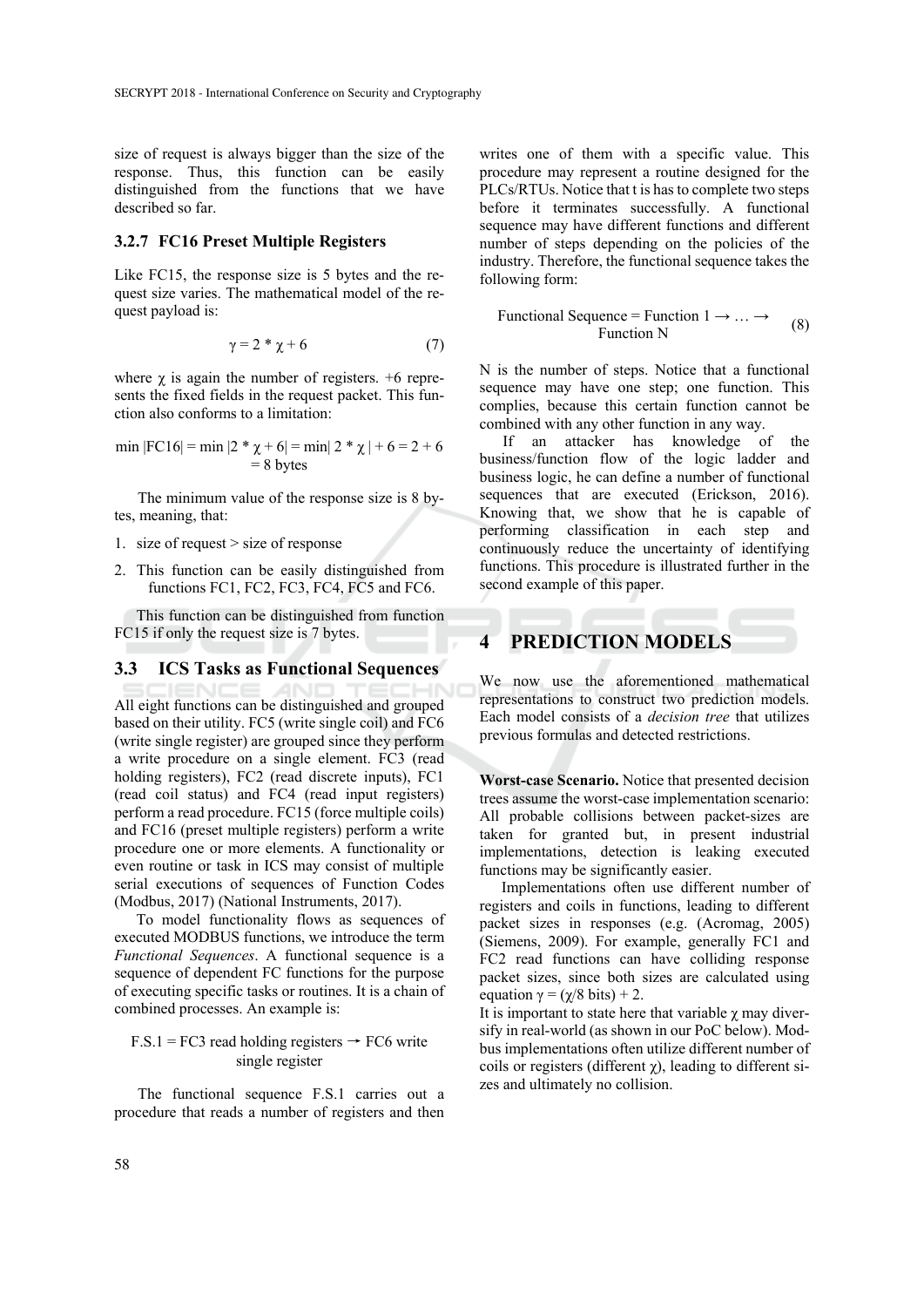size of request is always bigger than the size of the response. Thus, this function can be easily distinguished from the functions that we have described so far.

### 3.2.7 FC16 Preset Multiple Registers

Like FC15, the response size is 5 bytes and the request size varies. The mathematical model of the request payload is:

$$\gamma = 2 * \chi + 6 \tag{7}$$

where $\chi$ is again the number of registers. +6 represents the fixed fields in the request packet. This function also conforms to a limitation:

$$\min |FC16| = \min |2 * \chi + 6| = \min| 2 * \chi | + 6 = 2 + 6 = 8 \text{ bytes}$$

The minimum value of the response size is 8 bytes, meaning, that:

1. size of request > size of response
2. This function can be easily distinguished from functions FC1, FC2, FC3, FC4, FC5 and FC6.

This function can be distinguished from function FC15 if only the request size is 7 bytes.

## 3.3 ICS Tasks as Functional Sequences

All eight functions can be distinguished and grouped based on their utility. FC5 (write single coil) and FC6 (write single register) are grouped since they perform a write procedure on a single element. FC3 (read holding registers), FC2 (read discrete inputs), FC1 (read coil status) and FC4 (read input registers) perform a read procedure. FC15 (force multiple coils) and FC16 (preset multiple registers) perform a write procedure one or more elements. A functionality or even routine or task in ICS may consist of multiple serial executions of sequences of Function Codes (Modbus, 2017) (National Instruments, 2017).

To model functionality flows as sequences of executed MODBUS functions, we introduce the term *Functional Sequences*. A functional sequence is a sequence of dependent FC functions for the purpose of executing specific tasks or routines. It is a chain of combined processes. An example is:

F.S.1 = FC3 read holding registers → FC6 write single register

The functional sequence F.S.1 carries out a procedure that reads a number of registers and then writes one of them with a specific value. This procedure may represent a routine designed for the PLCs/RTUs. Notice that t is has to complete two steps before it terminates successfully. A functional sequence may have different functions and different number of steps depending on the policies of the industry. Therefore, the functional sequence takes the following form:

$$\text{Functional Sequence} = \text{Function 1} \rightarrow \ldots \rightarrow \text{Function N} \tag{8}$$

N is the number of steps. Notice that a functional sequence may have one step; one function. This complies, because this certain function cannot be combined with any other function in any way.

If an attacker has knowledge of the business/function flow of the logic ladder and business logic, he can define a number of functional sequences that are executed (Erickson, 2016). Knowing that, we show that he is capable of performing classification in each step and continuously reduce the uncertainty of identifying functions. This procedure is illustrated further in the second example of this paper.

# 4 PREDICTION MODELS

We now use the aforementioned mathematical representations to construct two prediction models. Each model consists of a *decision tree* that utilizes previous formulas and detected restrictions.

**Worst-case Scenario.** Notice that presented decision trees assume the worst-case implementation scenario: All probable collisions between packet-sizes are taken for granted but, in present industrial implementations, detection is leaking executed functions may be significantly easier.

Implementations often use different number of registers and coils in functions, leading to different packet sizes in responses (e.g. (Acromag, 2005) (Siemens, 2009). For example, generally FC1 and FC2 read functions can have colliding response packet sizes, since both sizes are calculated using equation $\gamma = (\chi/8 \text{ bits}) + 2$.

It is important to state here that variable $\chi$ may diversify in real-world (as shown in our PoC below). Modbus implementations often utilize different number of coils or registers (different $\chi$), leading to different sizes and ultimately no collision.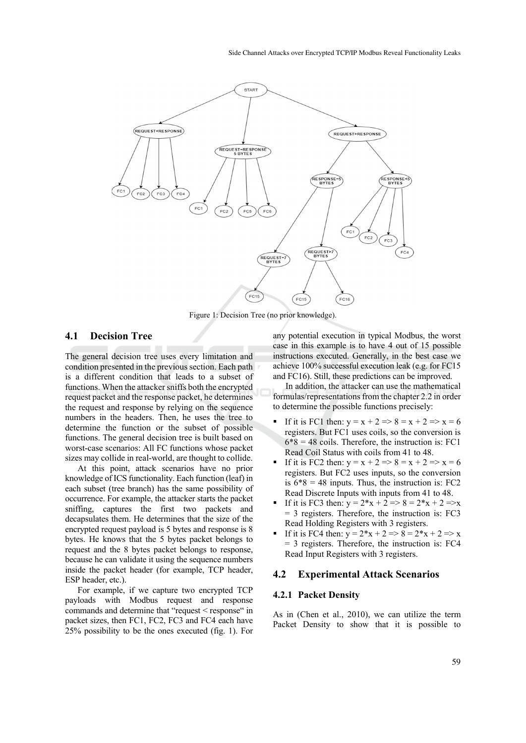Figure 1: Decision Tree (no prior knowledge).

### 4.1 Decision Tree

The general decision tree uses every limitation and condition presented in the previous section. Each path is a different condition that leads to a subset of functions. When the attacker sniffs both the encrypted request packet and the response packet, he determines the request and response by relying on the sequence numbers in the headers. Then, he uses the tree to determine the function or the subset of possible functions. The general decision tree is built based on worst-case scenarios: All FC functions whose packet sizes may collide in real-world, are thought to collide.

At this point, attack scenarios have no prior knowledge of ICS functionality. Each function (leaf) in each subset (tree branch) has the same possibility of occurrence. For example, the attacker starts the packet sniffing, captures the first two packets and decapsulates them. He determines that the size of the encrypted request payload is 5 bytes and response is 8 bytes. He knows that the 5 bytes packet belongs to request and the 8 bytes packet belongs to response, because he can validate it using the sequence numbers inside the packet header (for example, TCP header, ESP header, etc.).

For example, if we capture two encrypted TCP payloads with Modbus request and response commands and determine that "request < response" in packet sizes, then FC1, FC2, FC3 and FC4 each have 25% possibility to be the ones executed (fig. 1). For any potential execution in typical Modbus, the worst case in this example is to have 4 out of 15 possible instructions executed. Generally, in the best case we achieve 100% successful execution leak (e.g. for FC15 and FC16). Still, these predictions can be improved.

In addition, the attacker can use the mathematical formulas/representations from the chapter 2.2 in order to determine the possible functions precisely:

- If it is FC1 then: $y = x + 2 \Rightarrow 8 = x + 2 \Rightarrow x = 6$ registers. But FC1 uses coils, so the conversion is $6*8 = 48$ coils. Therefore, the instruction is: FC1 Read Coil Status with coils from 41 to 48.
- If it is FC2 then: $y = x + 2 \Rightarrow 8 = x + 2 \Rightarrow x = 6$ registers. But FC2 uses inputs, so the conversion is $6*8 = 48$ inputs. Thus, the instruction is: FC2 Read Discrete Inputs with inputs from 41 to 48.
- If it is FC3 then: $y = 2*x + 2 \Rightarrow 8 = 2*x + 2 \Rightarrow x = 3$ registers. Therefore, the instruction is: FC3 Read Holding Registers with 3 registers.
- If it is FC4 then: $y = 2*x + 2 \Rightarrow 8 = 2*x + 2 \Rightarrow x = 3$ registers. Therefore, the instruction is: FC4 Read Input Registers with 3 registers.

### 4.2 Experimental Attack Scenarios

#### 4.2.1 Packet Density

As in (Chen et al., 2010), we can utilize the term Packet Density to show that it is possible to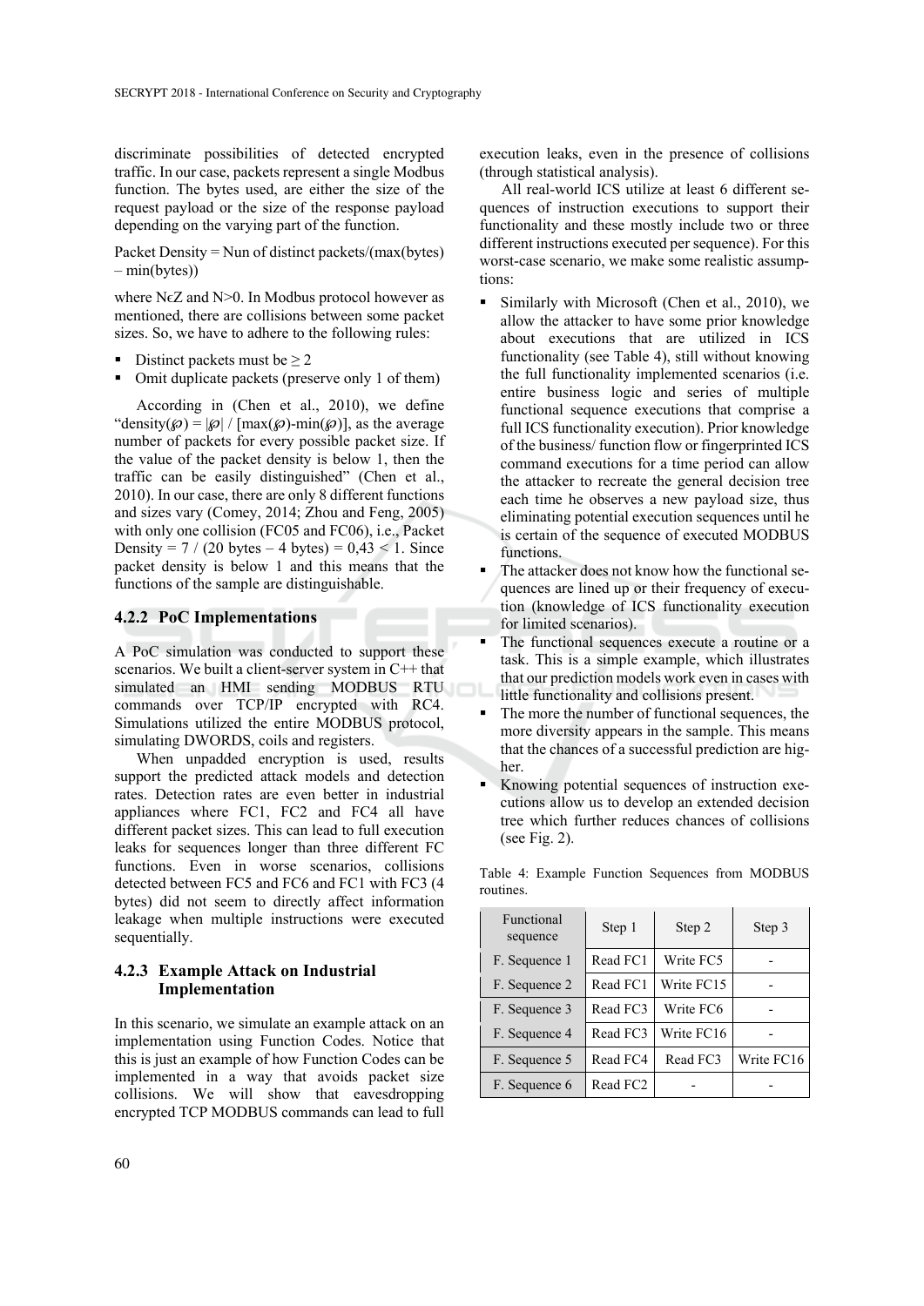discriminate possibilities of detected encrypted traffic. In our case, packets represent a single Modbus function. The bytes used, are either the size of the request payload or the size of the response payload depending on the varying part of the function.

Packet Density = Nun of distinct packets/(max(bytes) – min(bytes))

where N$\epsilon$Z and N>0. In Modbus protocol however as mentioned, there are collisions between some packet sizes. So, we have to adhere to the following rules:

- Distinct packets must be $\geq 2$
- Omit duplicate packets (preserve only 1 of them)

According in (Chen et al., 2010), we define "density($\wp$) = $|\wp|$ / [max($\wp$)-min($\wp$)], as the average number of packets for every possible packet size. If the value of the packet density is below 1, then the traffic can be easily distinguished" (Chen et al., 2010). In our case, there are only 8 different functions and sizes vary (Comey, 2014; Zhou and Feng, 2005) with only one collision (FC05 and FC06), i.e., Packet Density = 7 / (20 bytes – 4 bytes) = 0,43 < 1. Since packet density is below 1 and this means that the functions of the sample are distinguishable.

### 4.2.2 PoC Implementations

A PoC simulation was conducted to support these scenarios. We built a client-server system in C++ that simulated an HMI sending MODBUS RTU commands over TCP/IP encrypted with RC4. Simulations utilized the entire MODBUS protocol, simulating DWORDS, coils and registers.

When unpadded encryption is used, results support the predicted attack models and detection rates. Detection rates are even better in industrial appliances where FC1, FC2 and FC4 all have different packet sizes. This can lead to full execution leaks for sequences longer than three different FC functions. Even in worse scenarios, collisions detected between FC5 and FC6 and FC1 with FC3 (4 bytes) did not seem to directly affect information leakage when multiple instructions were executed sequentially.

### 4.2.3 Example Attack on Industrial Implementation

In this scenario, we simulate an example attack on an implementation using Function Codes. Notice that this is just an example of how Function Codes can be implemented in a way that avoids packet size collisions. We will show that eavesdropping encrypted TCP MODBUS commands can lead to full execution leaks, even in the presence of collisions (through statistical analysis).

All real-world ICS utilize at least 6 different sequences of instruction executions to support their functionality and these mostly include two or three different instructions executed per sequence). For this worst-case scenario, we make some realistic assumptions:

- Similarly with Microsoft (Chen et al., 2010), we allow the attacker to have some prior knowledge about executions that are utilized in ICS functionality (see Table 4), still without knowing the full functionality implemented scenarios (i.e. entire business logic and series of multiple functional sequence executions that comprise a full ICS functionality execution). Prior knowledge of the business/ function flow or fingerprinted ICS command executions for a time period can allow the attacker to recreate the general decision tree each time he observes a new payload size, thus eliminating potential execution sequences until he is certain of the sequence of executed MODBUS functions.
- The attacker does not know how the functional sequences are lined up or their frequency of execution (knowledge of ICS functionality execution for limited scenarios).
- The functional sequences execute a routine or a task. This is a simple example, which illustrates that our prediction models work even in cases with little functionality and collisions present.
- The more the number of functional sequences, the more diversity appears in the sample. This means that the chances of a successful prediction are higher.
- Knowing potential sequences of instruction executions allow us to develop an extended decision tree which further reduces chances of collisions (see Fig. 2).

Table 4: Example Function Sequences from MODBUS routines.

| Functional sequence | Step 1 | Step 2 | Step 3 |
|---|---|---|---|
| F. Sequence 1 | Read FC1 | Write FC5 | - |
| F. Sequence 2 | Read FC1 | Write FC15 | - |
| F. Sequence 3 | Read FC3 | Write FC6 | - |
| F. Sequence 4 | Read FC3 | Write FC16 | - |
| F. Sequence 5 | Read FC4 | Read FC3 | Write FC16 |
| F. Sequence 6 | Read FC2 | - | - |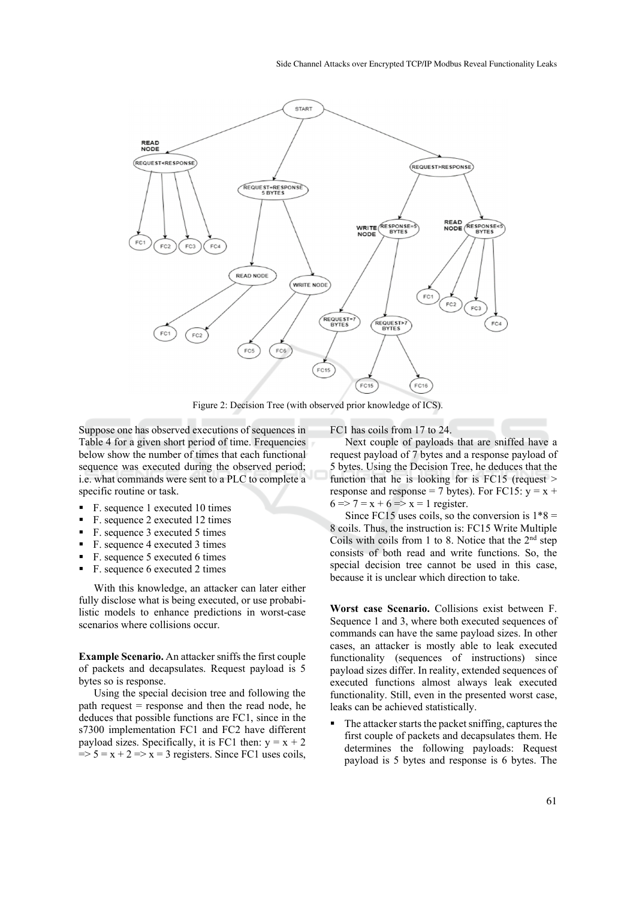Figure 2: Decision Tree (with observed prior knowledge of ICS).

Suppose one has observed executions of sequences in Table 4 for a given short period of time. Frequencies below show the number of times that each functional sequence was executed during the observed period; i.e. what commands were sent to a PLC to complete a specific routine or task.

- F. sequence 1 executed 10 times
- F. sequence 2 executed 12 times
- F. sequence 3 executed 5 times
- F. sequence 4 executed 3 times
- F. sequence 5 executed 6 times
- F. sequence 6 executed 2 times

With this knowledge, an attacker can later either fully disclose what is being executed, or use probabilistic models to enhance predictions in worst-case scenarios where collisions occur.

**Example Scenario.** An attacker sniffs the first couple of packets and decapsulates. Request payload is 5 bytes so is response.

Using the special decision tree and following the path request = response and then the read node, he deduces that possible functions are FC1, since in the s7300 implementation FC1 and FC2 have different payload sizes. Specifically, it is FC1 then: $y = x + 2 \Rightarrow 5 = x + 2 \Rightarrow x = 3$ registers. Since FC1 uses coils, FC1 has coils from 17 to 24.

Next couple of payloads that are sniffed have a request payload of 7 bytes and a response payload of 5 bytes. Using the Decision Tree, he deduces that the function that he is looking for is FC15 (request > response and response = 7 bytes). For FC15: $y = x + 6 \Rightarrow 7 = x + 6 \Rightarrow x = 1$ register.

Since FC15 uses coils, so the conversion is $1*8 = 8$ coils. Thus, the instruction is: FC15 Write Multiple Coils with coils from 1 to 8. Notice that the 2nd step consists of both read and write functions. So, the special decision tree cannot be used in this case, because it is unclear which direction to take.

**Worst case Scenario.** Collisions exist between F. Sequence 1 and 3, where both executed sequences of commands can have the same payload sizes. In other cases, an attacker is mostly able to leak executed functionality (sequences of instructions) since payload sizes differ. In reality, extended sequences of executed functions almost always leak executed functionality. Still, even in the presented worst case, leaks can be achieved statistically.

- The attacker starts the packet sniffing, captures the first couple of packets and decapsulates them. He determines the following payloads: Request payload is 5 bytes and response is 6 bytes. The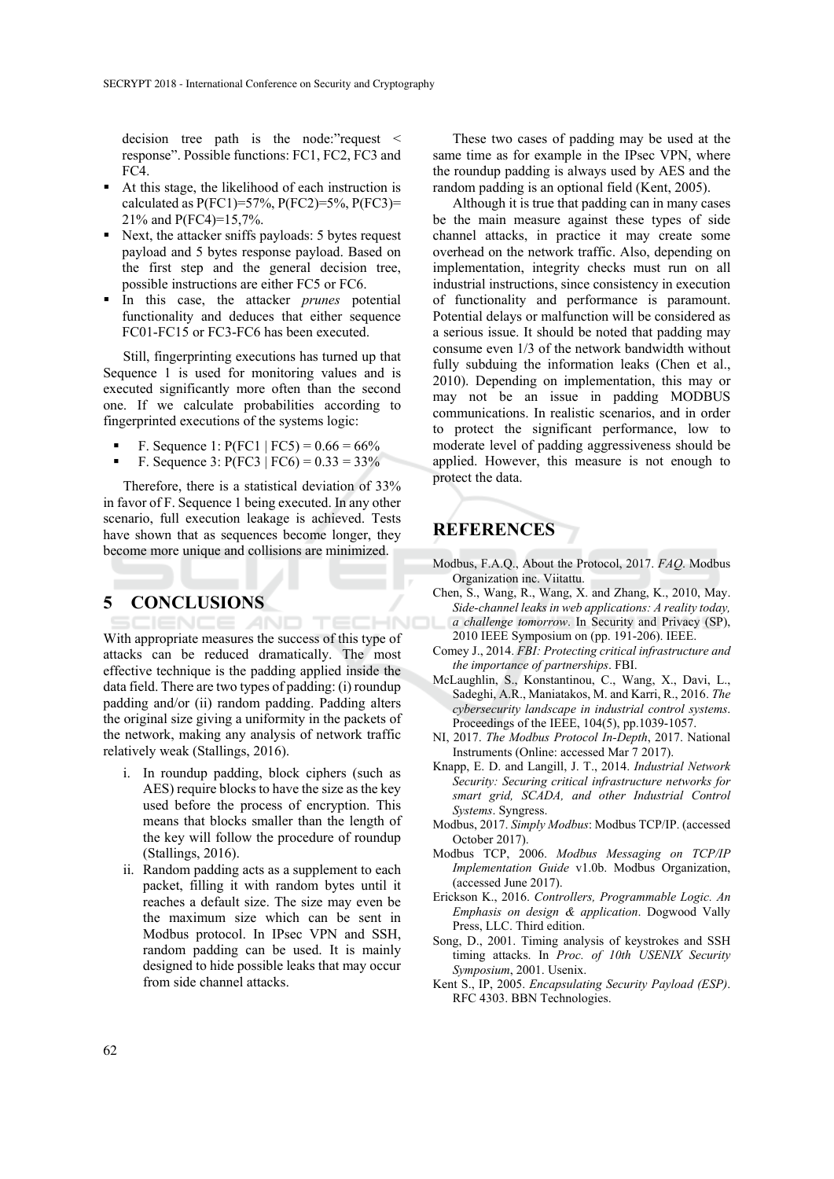decision tree path is the node:"request < response". Possible functions: FC1, FC2, FC3 and FC4.

- At this stage, the likelihood of each instruction is calculated as P(FC1)=57%, P(FC2)=5%, P(FC3)= 21% and P(FC4)=15,7%.
- Next, the attacker sniffs payloads: 5 bytes request payload and 5 bytes response payload. Based on the first step and the general decision tree, possible instructions are either FC5 or FC6.
- In this case, the attacker *prunes* potential functionality and deduces that either sequence FC01-FC15 or FC3-FC6 has been executed.

Still, fingerprinting executions has turned up that Sequence 1 is used for monitoring values and is executed significantly more often than the second one. If we calculate probabilities according to fingerprinted executions of the systems logic:

- F. Sequence 1: P(FC1 | FC5) = 0.66 = 66%
- F. Sequence 3: P(FC3 | FC6) = 0.33 = 33%

Therefore, there is a statistical deviation of 33% in favor of F. Sequence 1 being executed. In any other scenario, full execution leakage is achieved. Tests have shown that as sequences become longer, they become more unique and collisions are minimized.

## 5 CONCLUSIONS

With appropriate measures the success of this type of attacks can be reduced dramatically. The most effective technique is the padding applied inside the data field. There are two types of padding: (i) roundup padding and/or (ii) random padding. Padding alters the original size giving a uniformity in the packets of the network, making any analysis of network traffic relatively weak (Stallings, 2016).

i. In roundup padding, block ciphers (such as AES) require blocks to have the size as the key used before the process of encryption. This means that blocks smaller than the length of the key will follow the procedure of roundup (Stallings, 2016).

ii. Random padding acts as a supplement to each packet, filling it with random bytes until it reaches a default size. The size may even be the maximum size which can be sent in Modbus protocol. In IPsec VPN and SSH, random padding can be used. It is mainly designed to hide possible leaks that may occur from side channel attacks.

These two cases of padding may be used at the same time as for example in the IPsec VPN, where the roundup padding is always used by AES and the random padding is an optional field (Kent, 2005).

Although it is true that padding can in many cases be the main measure against these types of side channel attacks, in practice it may create some overhead on the network traffic. Also, depending on implementation, integrity checks must run on all industrial instructions, since consistency in execution of functionality and performance is paramount. Potential delays or malfunction will be considered as a serious issue. It should be noted that padding may consume even 1/3 of the network bandwidth without fully subduing the information leaks (Chen et al., 2010). Depending on implementation, this may or may not be an issue in padding MODBUS communications. In realistic scenarios, and in order to protect the significant performance, low to moderate level of padding aggressiveness should be applied. However, this measure is not enough to protect the data.

## REFERENCES

Modbus, F.A.Q., About the Protocol, 2017. *FAQ*. Modbus Organization inc. Viitattu.

Chen, S., Wang, R., Wang, X. and Zhang, K., 2010, May. *Side-channel leaks in web applications: A reality today, a challenge tomorrow*. In Security and Privacy (SP), 2010 IEEE Symposium on (pp. 191-206). IEEE.

Comey J., 2014. *FBI: Protecting critical infrastructure and the importance of partnerships*. FBI.

McLaughlin, S., Konstantinou, C., Wang, X., Davi, L., Sadeghi, A.R., Maniatakos, M. and Karri, R., 2016. *The cybersecurity landscape in industrial control systems*. Proceedings of the IEEE, 104(5), pp.1039-1057.

NI, 2017. *The Modbus Protocol In-Depth*, 2017. National Instruments (Online: accessed Mar 7 2017).

Knapp, E. D. and Langill, J. T., 2014. *Industrial Network Security: Securing critical infrastructure networks for smart grid, SCADA, and other Industrial Control Systems*. Syngress.

Modbus, 2017. *Simply Modbus*: Modbus TCP/IP. (accessed October 2017).

Modbus TCP, 2006. *Modbus Messaging on TCP/IP Implementation Guide* v1.0b. Modbus Organization, (accessed June 2017).

Erickson K., 2016. *Controllers, Programmable Logic. An Emphasis on design & application*. Dogwood Vally Press, LLC. Third edition.

Song, D., 2001. Timing analysis of keystrokes and SSH timing attacks. In *Proc. of 10th USENIX Security Symposium*, 2001. Usenix.

Kent S., IP, 2005. *Encapsulating Security Payload (ESP)*. RFC 4303. BBN Technologies.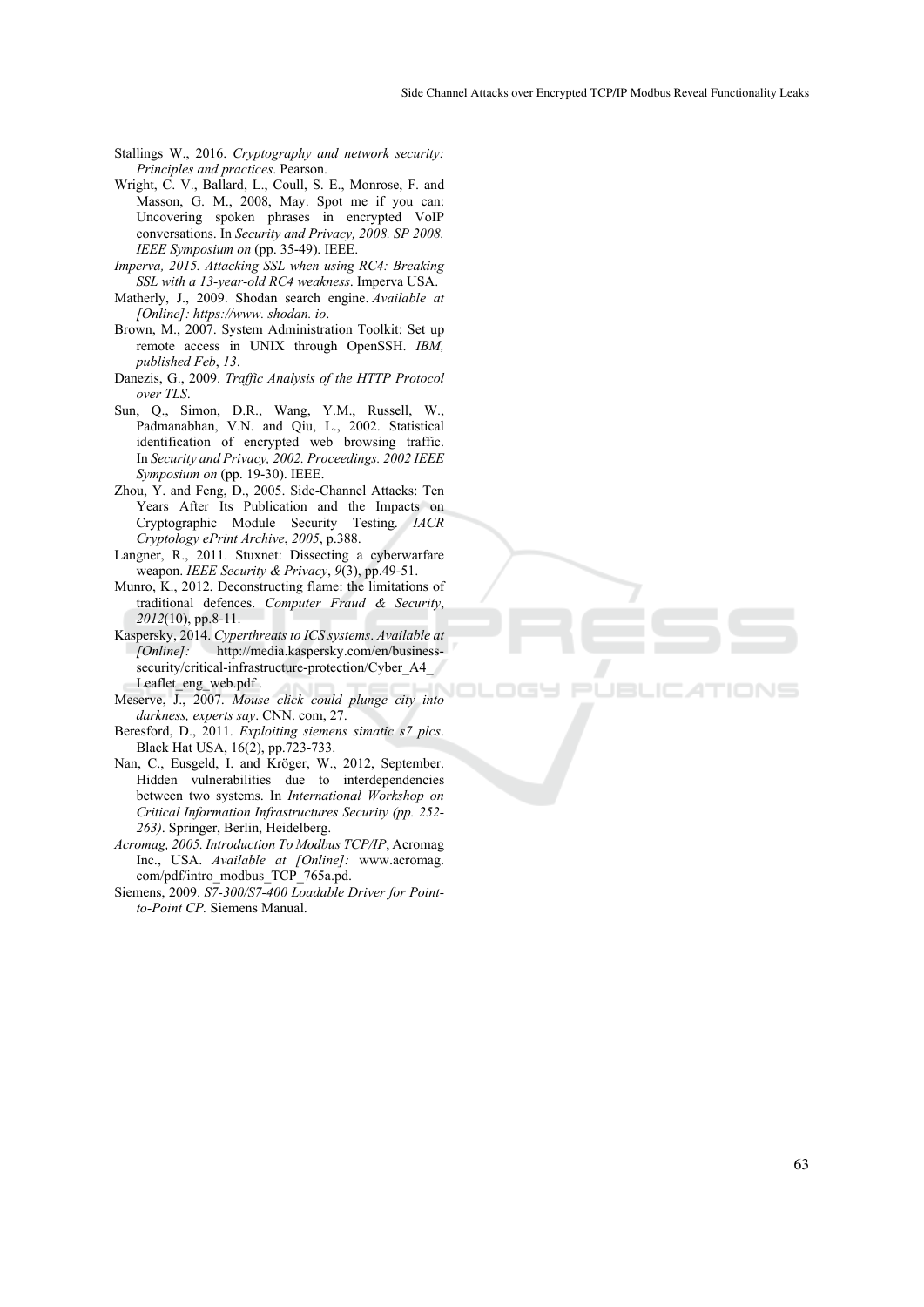Stallings W., 2016. *Cryptography and network security: Principles and practices*. Pearson.

Wright, C. V., Ballard, L., Coull, S. E., Monrose, F. and Masson, G. M., 2008, May. Spot me if you can: Uncovering spoken phrases in encrypted VoIP conversations. In *Security and Privacy, 2008. SP 2008. IEEE Symposium on* (pp. 35-49). IEEE.

*Imperva, 2015. Attacking SSL when using RC4: Breaking SSL with a 13-year-old RC4 weakness*. Imperva USA.

Matherly, J., 2009. Shodan search engine. *Available at [Online]: https://www. shodan. io*.

Brown, M., 2007. System Administration Toolkit: Set up remote access in UNIX through OpenSSH. *IBM, published Feb*, *13*.

Danezis, G., 2009. *Traffic Analysis of the HTTP Protocol over TLS*.

Sun, Q., Simon, D.R., Wang, Y.M., Russell, W., Padmanabhan, V.N. and Qiu, L., 2002. Statistical identification of encrypted web browsing traffic. In *Security and Privacy, 2002. Proceedings. 2002 IEEE Symposium on* (pp. 19-30). IEEE.

Zhou, Y. and Feng, D., 2005. Side-Channel Attacks: Ten Years After Its Publication and the Impacts on Cryptographic Module Security Testing. *IACR Cryptology ePrint Archive*, *2005*, p.388.

Langner, R., 2011. Stuxnet: Dissecting a cyberwarfare weapon. *IEEE Security & Privacy*, *9*(3), pp.49-51.

Munro, K., 2012. Deconstructing flame: the limitations of traditional defences. *Computer Fraud & Security*, *2012*(10), pp.8-11.

Kaspersky, 2014. *Cyperthreats to ICS systems*. *Available at [Online]:* http://media.kaspersky.com/en/business-security/critical-infrastructure-protection/Cyber_A4_Leaflet_eng_web.pdf .

Meserve, J., 2007. *Mouse click could plunge city into darkness, experts say*. CNN. com, 27.

Beresford, D., 2011. *Exploiting siemens simatic s7 plcs*. Black Hat USA, 16(2), pp.723-733.

Nan, C., Eusgeld, I. and Kröger, W., 2012, September. Hidden vulnerabilities due to interdependencies between two systems. In *International Workshop on Critical Information Infrastructures Security (pp. 252-263)*. Springer, Berlin, Heidelberg.

*Acromag, 2005. Introduction To Modbus TCP/IP*, Acromag Inc., USA. *Available at [Online]:* www.acromag.com/pdf/intro_modbus_TCP_765a.pd.

Siemens, 2009. *S7-300/S7-400 Loadable Driver for Point-to-Point CP.* Siemens Manual.